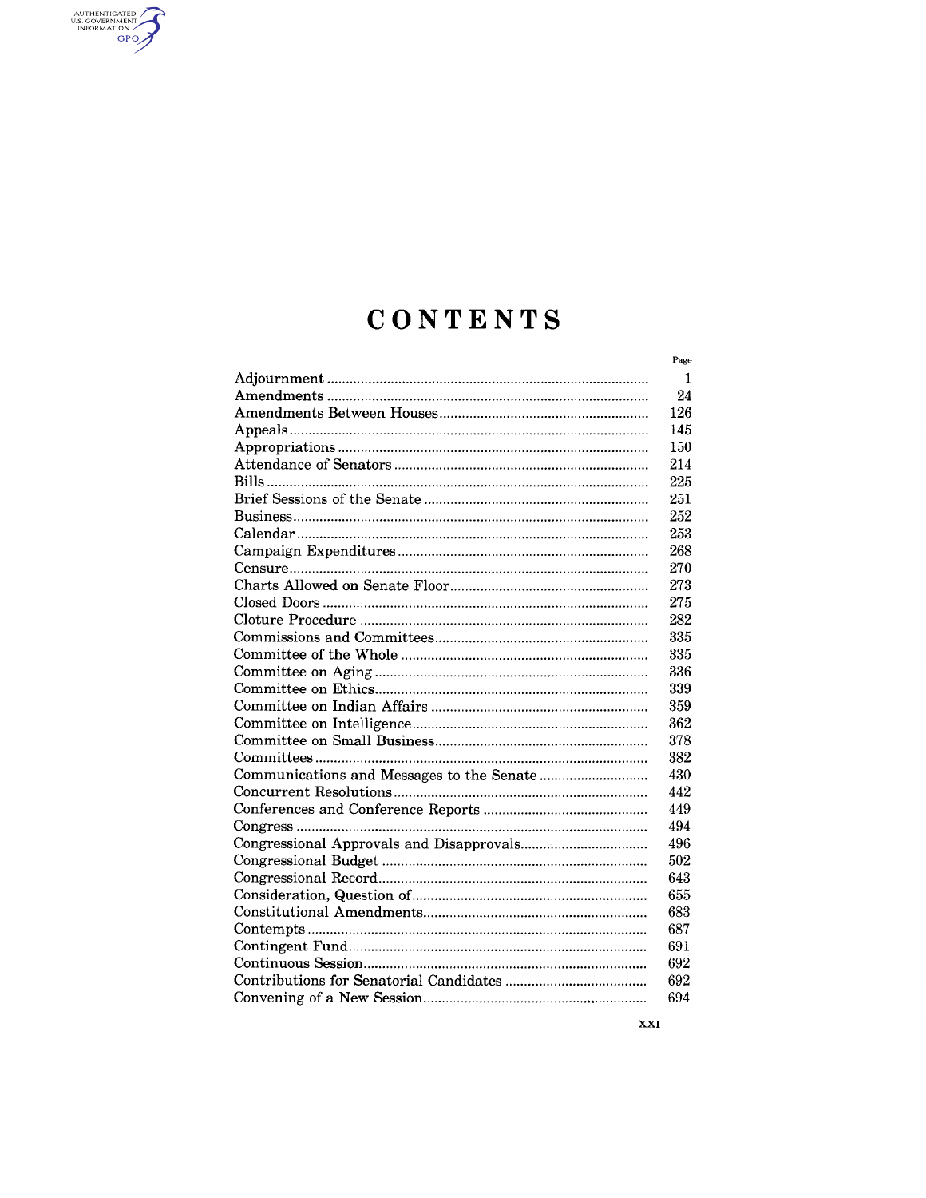# CONTENTS

| | Page |
|---|---|
| Adjournment | 1 |
| Amendments | 24 |
| Amendments Between Houses | 126 |
| Appeals | 145 |
| Appropriations | 150 |
| Attendance of Senators | 214 |
| Bills | 225 |
| Brief Sessions of the Senate | 251 |
| Business | 252 |
| Calendar | 253 |
| Campaign Expenditures | 268 |
| Censure | 270 |
| Charts Allowed on Senate Floor | 273 |
| Closed Doors | 275 |
| Cloture Procedure | 282 |
| Commissions and Committees | 335 |
| Committee of the Whole | 335 |
| Committee on Aging | 336 |
| Committee on Ethics | 339 |
| Committee on Indian Affairs | 359 |
| Committee on Intelligence | 362 |
| Committee on Small Business | 378 |
| Committees | 382 |
| Communications and Messages to the Senate | 430 |
| Concurrent Resolutions | 442 |
| Conferences and Conference Reports | 449 |
| Congress | 494 |
| Congressional Approvals and Disapprovals | 496 |
| Congressional Budget | 502 |
| Congressional Record | 643 |
| Consideration, Question of | 655 |
| Constitutional Amendments | 683 |
| Contempts | 687 |
| Contingent Fund | 691 |
| Continuous Session | 692 |
| Contributions for Senatorial Candidates | 692 |
| Convening of a New Session | 694 |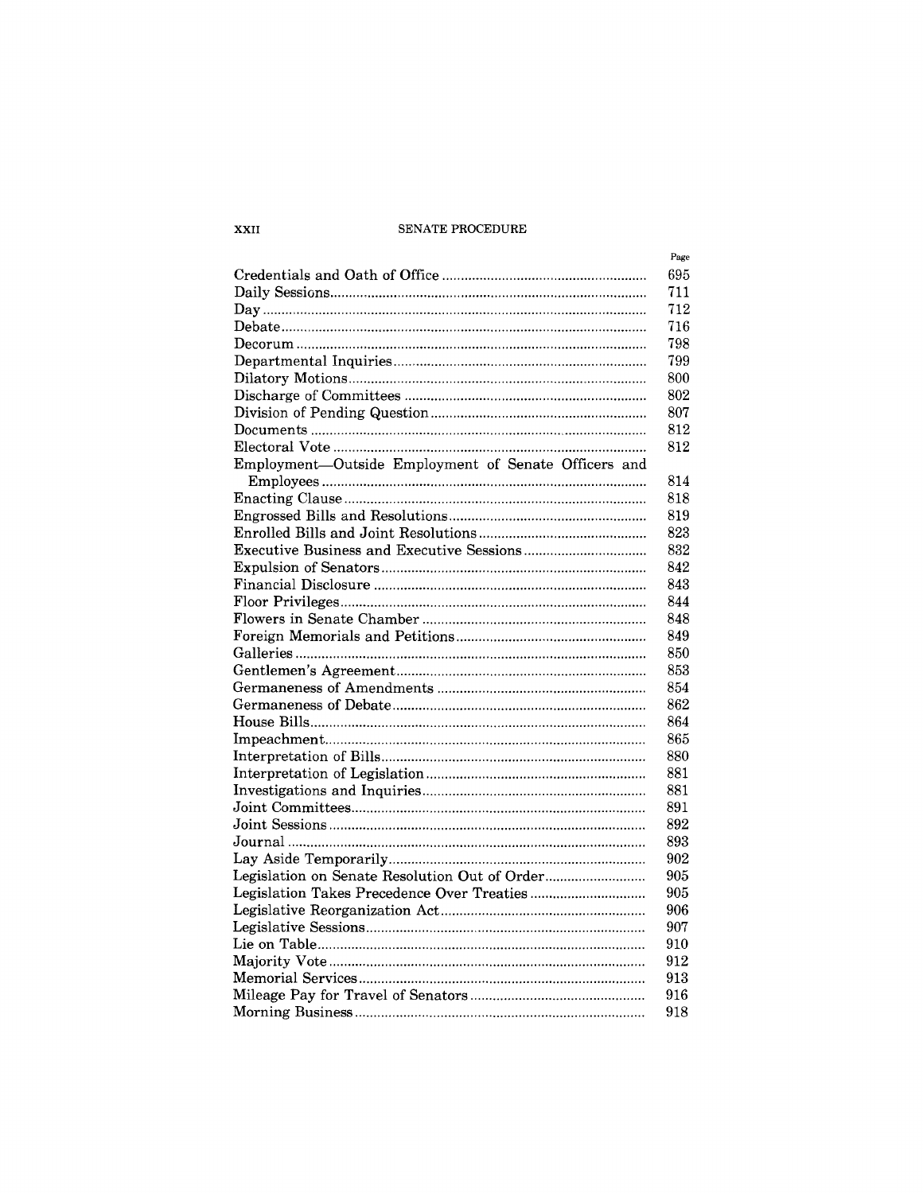| | Page |
|---|---|
| Credentials and Oath of Office | 695 |
| Daily Sessions | 711 |
| Day | 712 |
| Debate | 716 |
| Decorum | 798 |
| Departmental Inquiries | 799 |
| Dilatory Motions | 800 |
| Discharge of Committees | 802 |
| Division of Pending Question | 807 |
| Documents | 812 |
| Electoral Vote | 812 |
| Employment—Outside Employment of Senate Officers and Employees | 814 |
| Enacting Clause | 818 |
| Engrossed Bills and Resolutions | 819 |
| Enrolled Bills and Joint Resolutions | 823 |
| Executive Business and Executive Sessions | 832 |
| Expulsion of Senators | 842 |
| Financial Disclosure | 843 |
| Floor Privileges | 844 |
| Flowers in Senate Chamber | 848 |
| Foreign Memorials and Petitions | 849 |
| Galleries | 850 |
| Gentlemen's Agreement | 853 |
| Germaneness of Amendments | 854 |
| Germaneness of Debate | 862 |
| House Bills | 864 |
| Impeachment | 865 |
| Interpretation of Bills | 880 |
| Interpretation of Legislation | 881 |
| Investigations and Inquiries | 881 |
| Joint Committees | 891 |
| Joint Sessions | 892 |
| Journal | 893 |
| Lay Aside Temporarily | 902 |
| Legislation on Senate Resolution Out of Order | 905 |
| Legislation Takes Precedence Over Treaties | 905 |
| Legislative Reorganization Act | 906 |
| Legislative Sessions | 907 |
| Lie on Table | 910 |
| Majority Vote | 912 |
| Memorial Services | 913 |
| Mileage Pay for Travel of Senators | 916 |
| Morning Business | 918 |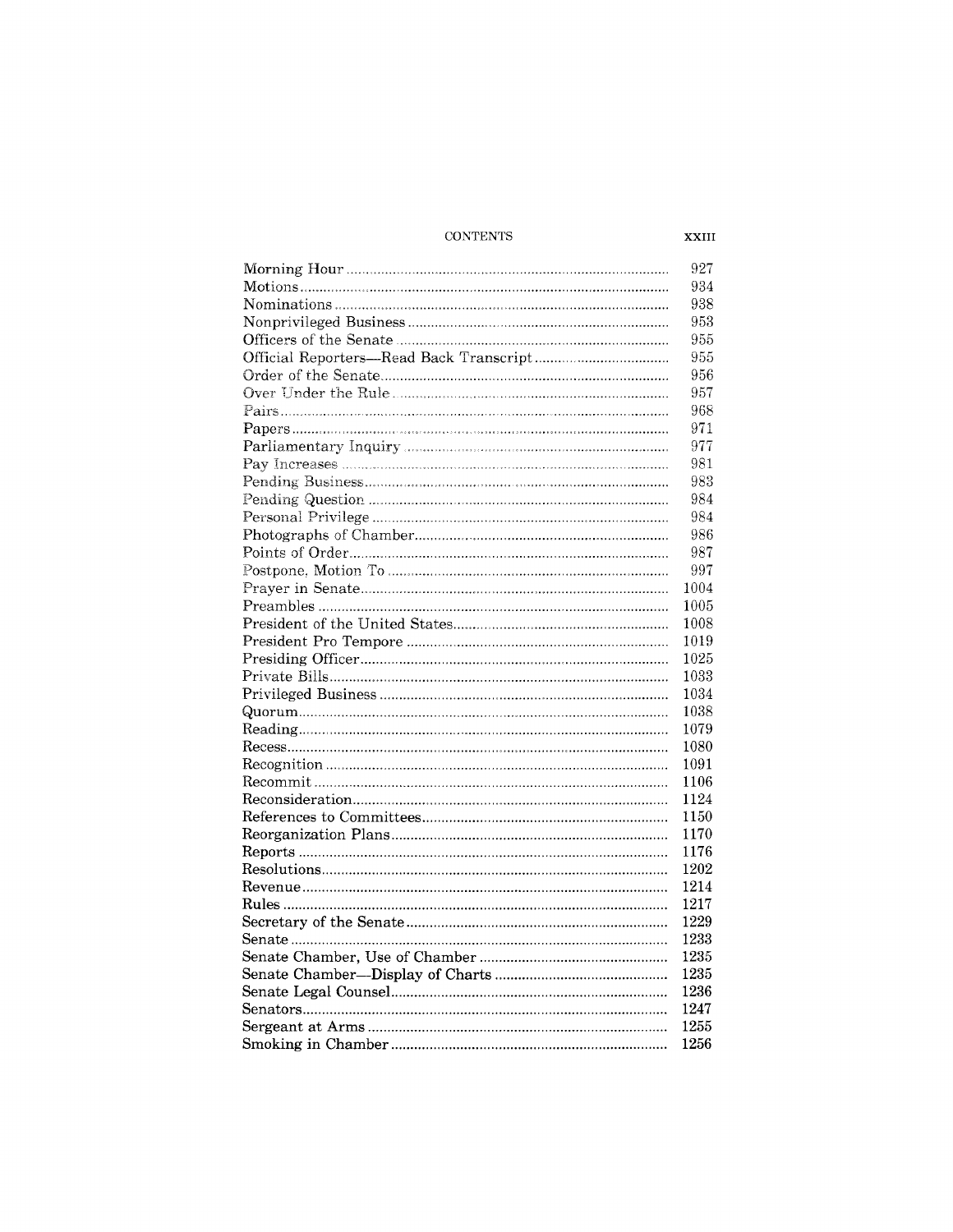| | |
|---|---|
| Morning Hour | 927 |
| Motions | 934 |
| Nominations | 938 |
| Nonprivileged Business | 953 |
| Officers of the Senate | 955 |
| Official Reporters—Read Back Transcript | 955 |
| Order of the Senate | 956 |
| Over Under the Rule | 957 |
| Pairs | 968 |
| Papers | 971 |
| Parliamentary Inquiry | 977 |
| Pay Increases | 981 |
| Pending Business | 983 |
| Pending Question | 984 |
| Personal Privilege | 984 |
| Photographs of Chamber | 986 |
| Points of Order | 987 |
| Postpone, Motion To | 997 |
| Prayer in Senate | 1004 |
| Preambles | 1005 |
| President of the United States | 1008 |
| President Pro Tempore | 1019 |
| Presiding Officer | 1025 |
| Private Bills | 1033 |
| Privileged Business | 1034 |
| Quorum | 1038 |
| Reading | 1079 |
| Recess | 1080 |
| Recognition | 1091 |
| Recommit | 1106 |
| Reconsideration | 1124 |
| References to Committees | 1150 |
| Reorganization Plans | 1170 |
| Reports | 1176 |
| Resolutions | 1202 |
| Revenue | 1214 |
| Rules | 1217 |
| Secretary of the Senate | 1229 |
| Senate | 1233 |
| Senate Chamber, Use of Chamber | 1235 |
| Senate Chamber—Display of Charts | 1235 |
| Senate Legal Counsel | 1236 |
| Senators | 1247 |
| Sergeant at Arms | 1255 |
| Smoking in Chamber | 1256 |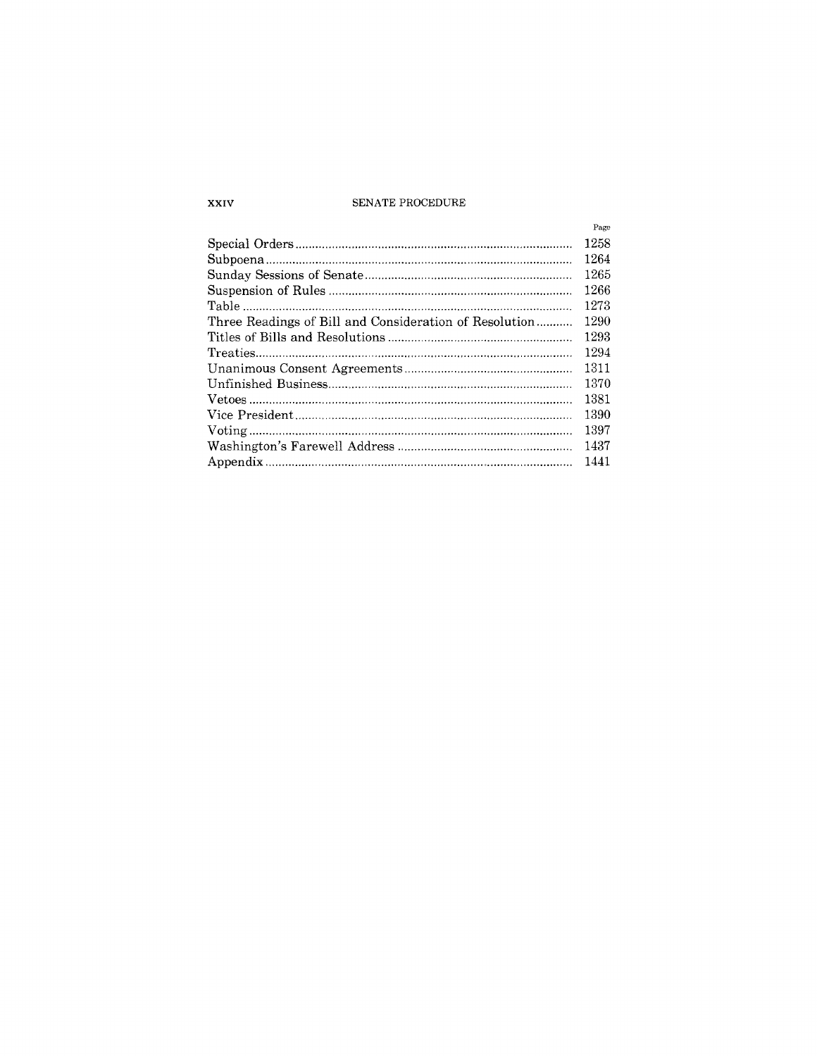| | Page |
|---|---|
| Special Orders | 1258 |
| Subpoena | 1264 |
| Sunday Sessions of Senate | 1265 |
| Suspension of Rules | 1266 |
| Table | 1273 |
| Three Readings of Bill and Consideration of Resolution | 1290 |
| Titles of Bills and Resolutions | 1293 |
| Treaties | 1294 |
| Unanimous Consent Agreements | 1311 |
| Unfinished Business | 1370 |
| Vetoes | 1381 |
| Vice President | 1390 |
| Voting | 1397 |
| Washington's Farewell Address | 1437 |
| Appendix | 1441 |